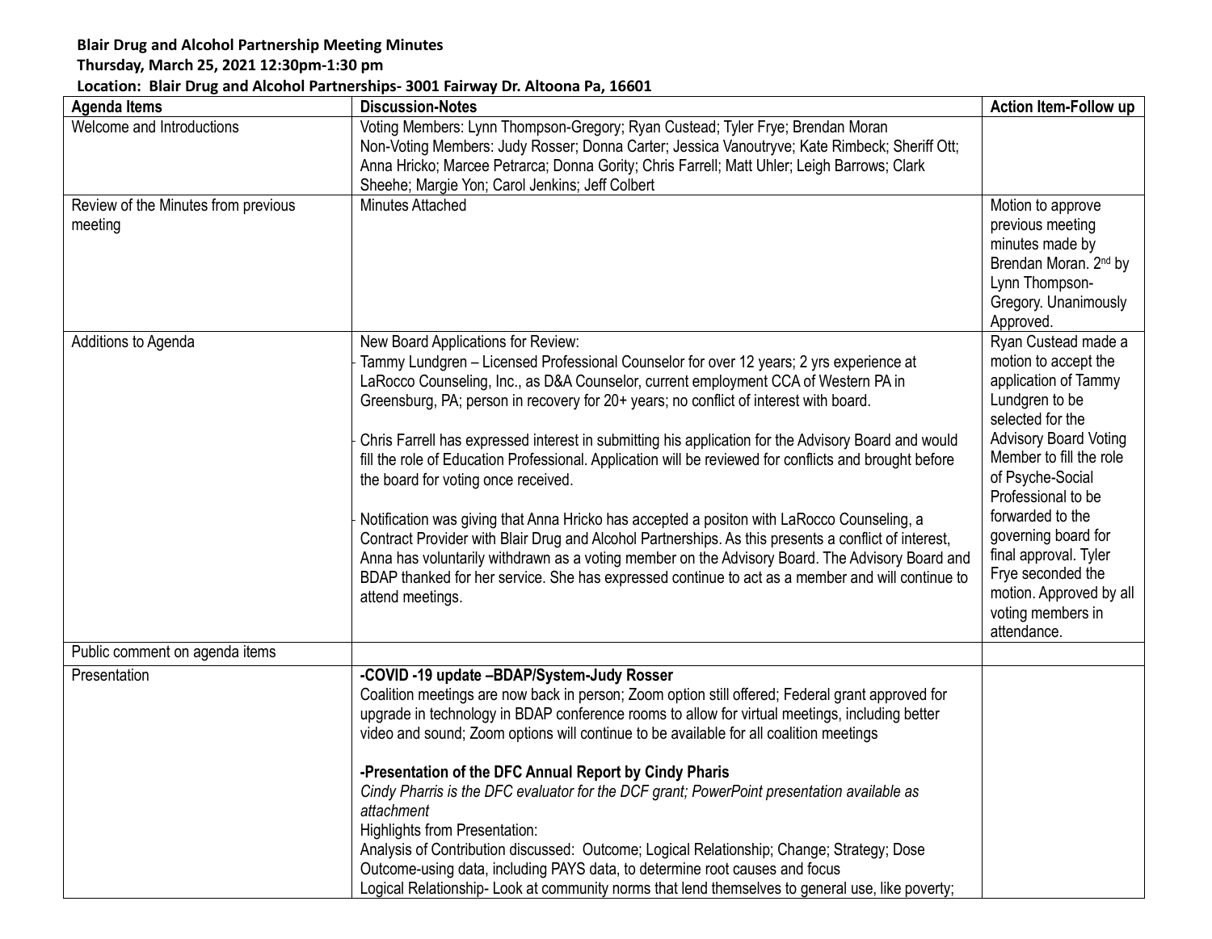**Blair Drug and Alcohol Partnership Meeting Minutes**

**Thursday, March 25, 2021 12:30pm-1:30 pm**

**Location: Blair Drug and Alcohol Partnerships- 3001 Fairway Dr. Altoona Pa, 16601**

| Agenda Items | Discussion-Notes | Action Item-Follow up |
|---|---|---|
| Welcome and Introductions | Voting Members: Lynn Thompson-Gregory; Ryan Custead; Tyler Frye; Brendan Moran<br>Non-Voting Members: Judy Rosser; Donna Carter; Jessica Vanoutryve; Kate Rimbeck; Sheriff Ott; Anna Hricko; Marcee Petrarca; Donna Gority; Chris Farrell; Matt Uhler; Leigh Barrows; Clark Sheehe; Margie Yon; Carol Jenkins; Jeff Colbert | |
| Review of the Minutes from previous meeting | Minutes Attached | Motion to approve previous meeting minutes made by Brendan Moran. 2nd by Lynn Thompson-Gregory. Unanimously Approved. |
| Additions to Agenda | New Board Applications for Review:<br>- Tammy Lundgren – Licensed Professional Counselor for over 12 years; 2 yrs experience at LaRocco Counseling, Inc., as D&A Counselor, current employment CCA of Western PA in Greensburg, PA; person in recovery for 20+ years; no conflict of interest with board.<br><br>- Chris Farrell has expressed interest in submitting his application for the Advisory Board and would fill the role of Education Professional. Application will be reviewed for conflicts and brought before the board for voting once received.<br><br>- Notification was giving that Anna Hricko has accepted a positon with LaRocco Counseling, a Contract Provider with Blair Drug and Alcohol Partnerships. As this presents a conflict of interest, Anna has voluntarily withdrawn as a voting member on the Advisory Board. The Advisory Board and BDAP thanked for her service. She has expressed continue to act as a member and will continue to attend meetings. | Ryan Custead made a motion to accept the application of Tammy Lundgren to be selected for the Advisory Board Voting Member to fill the role of Psyche-Social Professional to be forwarded to the governing board for final approval. Tyler Frye seconded the motion. Approved by all voting members in attendance. |
| Public comment on agenda items | | |
| Presentation | **-COVID -19 update –BDAP/System-Judy Rosser**<br>Coalition meetings are now back in person; Zoom option still offered; Federal grant approved for upgrade in technology in BDAP conference rooms to allow for virtual meetings, including better video and sound; Zoom options will continue to be available for all coalition meetings<br><br>**-Presentation of the DFC Annual Report by Cindy Pharis**<br>*Cindy Pharris is the DFC evaluator for the DCF grant; PowerPoint presentation available as attachment*<br>Highlights from Presentation:<br>Analysis of Contribution discussed: Outcome; Logical Relationship; Change; Strategy; Dose<br>Outcome-using data, including PAYS data, to determine root causes and focus<br>Logical Relationship- Look at community norms that lend themselves to general use, like poverty; | |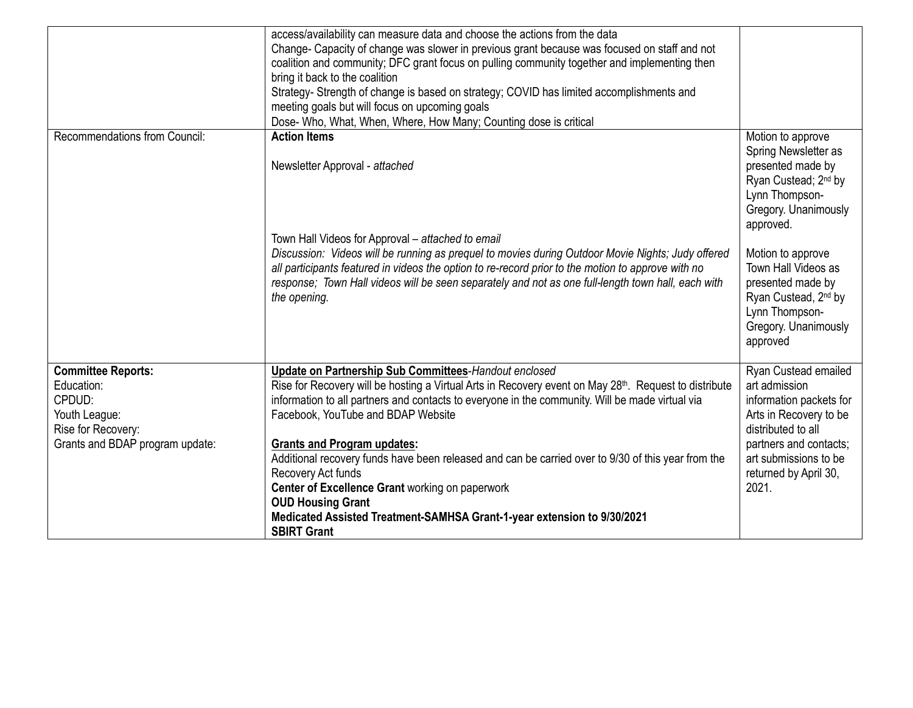| | | |
|---|---|---|
| | access/availability can measure data and choose the actions from the data<br>Change- Capacity of change was slower in previous grant because was focused on staff and not coalition and community; DFC grant focus on pulling community together and implementing then bring it back to the coalition<br>Strategy- Strength of change is based on strategy; COVID has limited accomplishments and meeting goals but will focus on upcoming goals<br>Dose- Who, What, When, Where, How Many; Counting dose is critical | |
| Recommendations from Council: | **Action Items**<br><br>Newsletter Approval - *attached*<br><br>Town Hall Videos for Approval – *attached to email*<br>*Discussion: Videos will be running as prequel to movies during Outdoor Movie Nights; Judy offered all participants featured in videos the option to re-record prior to the motion to approve with no response; Town Hall videos will be seen separately and not as one full-length town hall, each with the opening.* | Motion to approve Spring Newsletter as presented made by Ryan Custead; 2nd by Lynn Thompson-Gregory. Unanimously approved.<br><br>Motion to approve Town Hall Videos as presented made by Ryan Custead, 2nd by Lynn Thompson-Gregory. Unanimously approved |
| **Committee Reports:**<br>Education:<br>CPDUD:<br>Youth League:<br>Rise for Recovery:<br>Grants and BDAP program update: | **Update on Partnership Sub Committees**-*Handout enclosed*<br>Rise for Recovery will be hosting a Virtual Arts in Recovery event on May 28th. Request to distribute information to all partners and contacts to everyone in the community. Will be made virtual via Facebook, YouTube and BDAP Website<br><br>**Grants and Program updates:**<br>Additional recovery funds have been released and can be carried over to 9/30 of this year from the Recovery Act funds<br>**Center of Excellence Grant** working on paperwork<br>**OUD Housing Grant**<br>**Medicated Assisted Treatment-SAMHSA Grant-1-year extension to 9/30/2021**<br>**SBIRT Grant** | Ryan Custead emailed art admission information packets for Arts in Recovery to be distributed to all partners and contacts; art submissions to be returned by April 30, 2021. |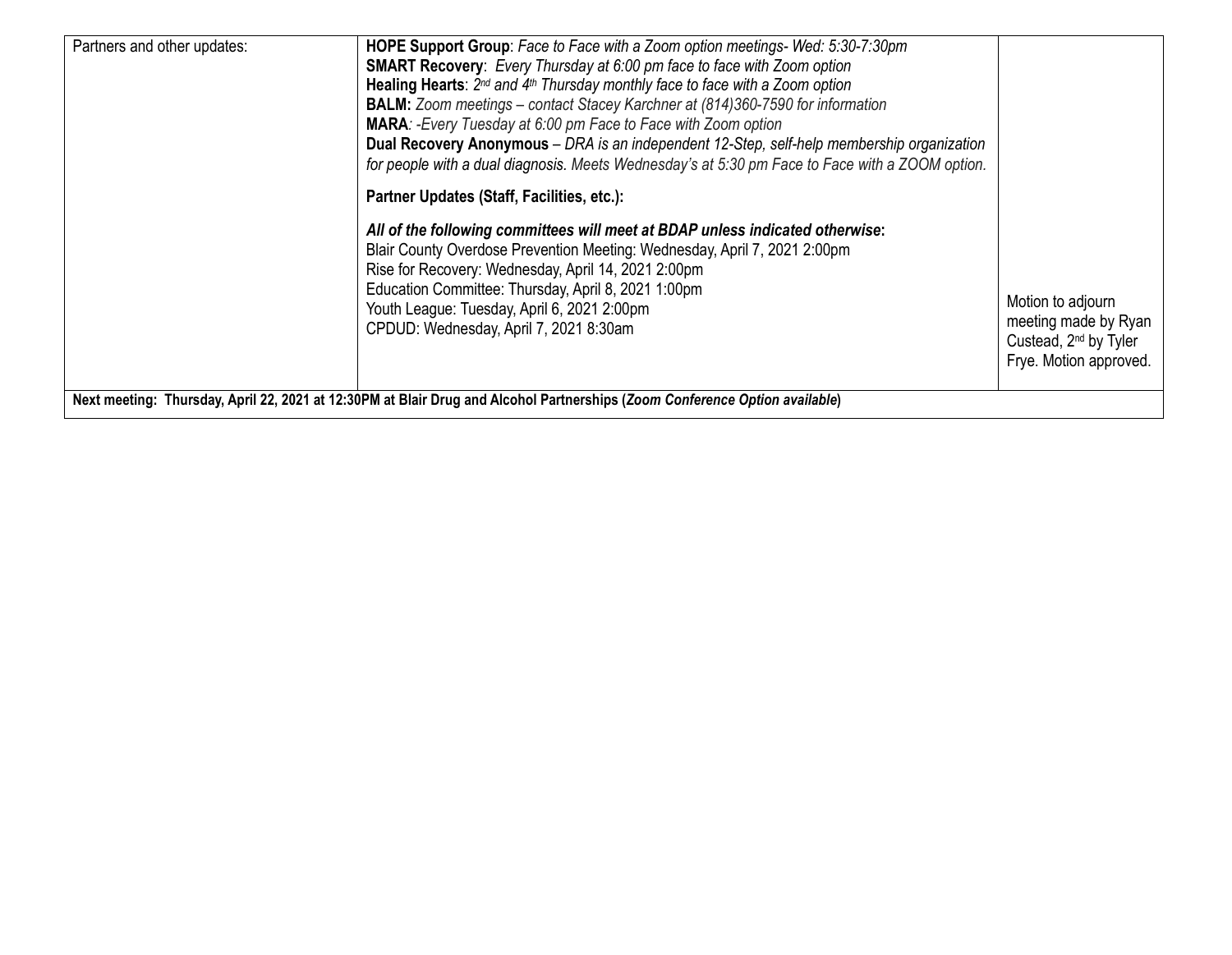| | | |
|---|---|---|
| Partners and other updates: | **HOPE Support Group**: *Face to Face with a Zoom option meetings- Wed: 5:30-7:30pm*<br>**SMART Recovery**: *Every Thursday at 6:00 pm face to face with Zoom option*<br>**Healing Hearts**: *2nd and 4th Thursday monthly face to face with a Zoom option*<br>**BALM:** *Zoom meetings – contact Stacey Karchner at (814)360-7590 for information*<br>**MARA**: *-Every Tuesday at 6:00 pm Face to Face with Zoom option*<br>**Dual Recovery Anonymous** – *DRA is an independent 12-Step, self-help membership organization for people with a dual diagnosis. Meets Wednesday's at 5:30 pm Face to Face with a ZOOM option.*<br><br>**Partner Updates (Staff, Facilities, etc.):**<br><br>***All of the following committees will meet at BDAP unless indicated otherwise*:**<br>Blair County Overdose Prevention Meeting: Wednesday, April 7, 2021 2:00pm<br>Rise for Recovery: Wednesday, April 14, 2021 2:00pm<br>Education Committee: Thursday, April 8, 2021 1:00pm<br>Youth League: Tuesday, April 6, 2021 2:00pm<br>CPDUD: Wednesday, April 7, 2021 8:30am | Motion to adjourn meeting made by Ryan Custead, 2nd by Tyler Frye. Motion approved. |
| **Next meeting: Thursday, April 22, 2021 at 12:30PM at Blair Drug and Alcohol Partnerships (*Zoom Conference Option available*)** | | |